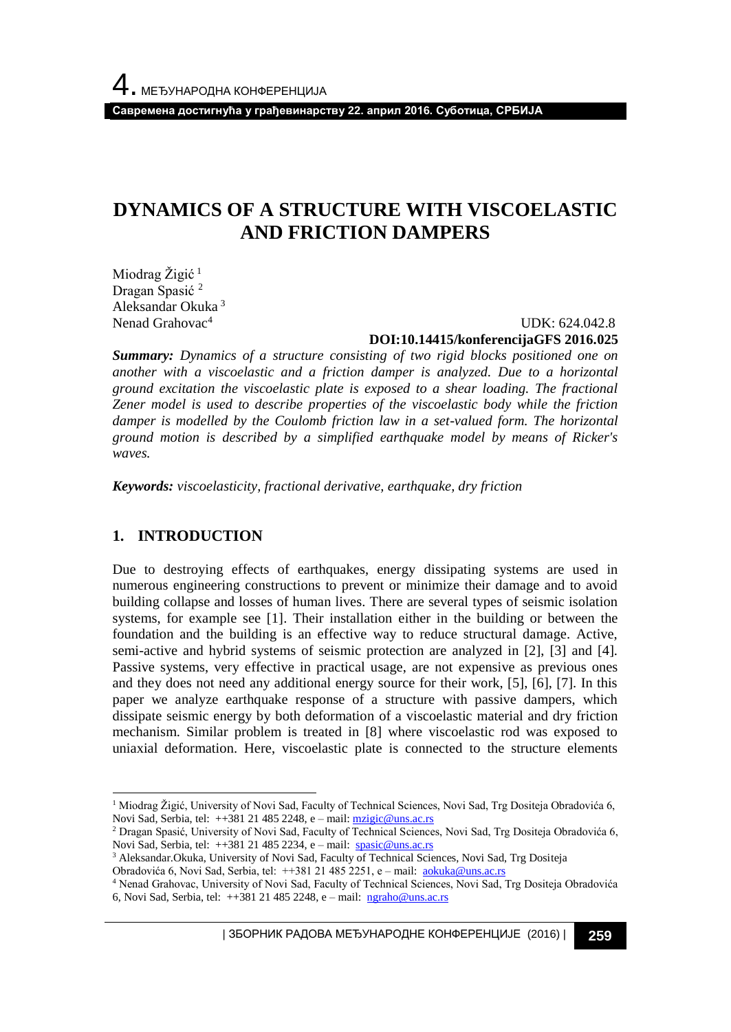# DYNAMICS OF A STRUCTURE WITH VISCOELASTIC AND FRICTION DAMPERS

Miodrag Žigić [1]
Dragan Spasić [2]
Aleksandar Okuka [3]
Nenad Grahovac[4]

UDK: 624.042.8
**DOI:10.14415/konferencijaGFS 2016.025**

***Summary:*** *Dynamics of a structure consisting of two rigid blocks positioned one on another with a viscoelastic and a friction damper is analyzed. Due to a horizontal ground excitation the viscoelastic plate is exposed to a shear loading. The fractional Zener model is used to describe properties of the viscoelastic body while the friction damper is modelled by the Coulomb friction law in a set-valued form. The horizontal ground motion is described by a simplified earthquake model by means of Ricker's waves.*

***Keywords:*** *viscoelasticity, fractional derivative, earthquake, dry friction*

## 1. INTRODUCTION

Due to destroying effects of earthquakes, energy dissipating systems are used in numerous engineering constructions to prevent or minimize their damage and to avoid building collapse and losses of human lives. There are several types of seismic isolation systems, for example see [1]. Their installation either in the building or between the foundation and the building is an effective way to reduce structural damage. Active, semi-active and hybrid systems of seismic protection are analyzed in [2], [3] and [4]. Passive systems, very effective in practical usage, are not expensive as previous ones and they does not need any additional energy source for their work, [5], [6], [7]. In this paper we analyze earthquake response of a structure with passive dampers, which dissipate seismic energy by both deformation of a viscoelastic material and dry friction mechanism. Similar problem is treated in [8] where viscoelastic rod was exposed to uniaxial deformation. Here, viscoelastic plate is connected to the structure elements

---

[1] Miodrag Žigić, University of Novi Sad, Faculty of Technical Sciences, Novi Sad, Trg Dositeja Obradovića 6, Novi Sad, Serbia, tel: ++381 21 485 2248, e – mail: mzigic@uns.ac.rs

[2] Dragan Spasić, University of Novi Sad, Faculty of Technical Sciences, Novi Sad, Trg Dositeja Obradovića 6, Novi Sad, Serbia, tel: ++381 21 485 2234, e – mail: spasic@uns.ac.rs

[3] Aleksandar.Okuka, University of Novi Sad, Faculty of Technical Sciences, Novi Sad, Trg Dositeja Obradovića 6, Novi Sad, Serbia, tel: ++381 21 485 2251, e – mail: aokuka@uns.ac.rs

[4] Nenad Grahovac, University of Novi Sad, Faculty of Technical Sciences, Novi Sad, Trg Dositeja Obradovića 6, Novi Sad, Serbia, tel: ++381 21 485 2248, e – mail: ngraho@uns.ac.rs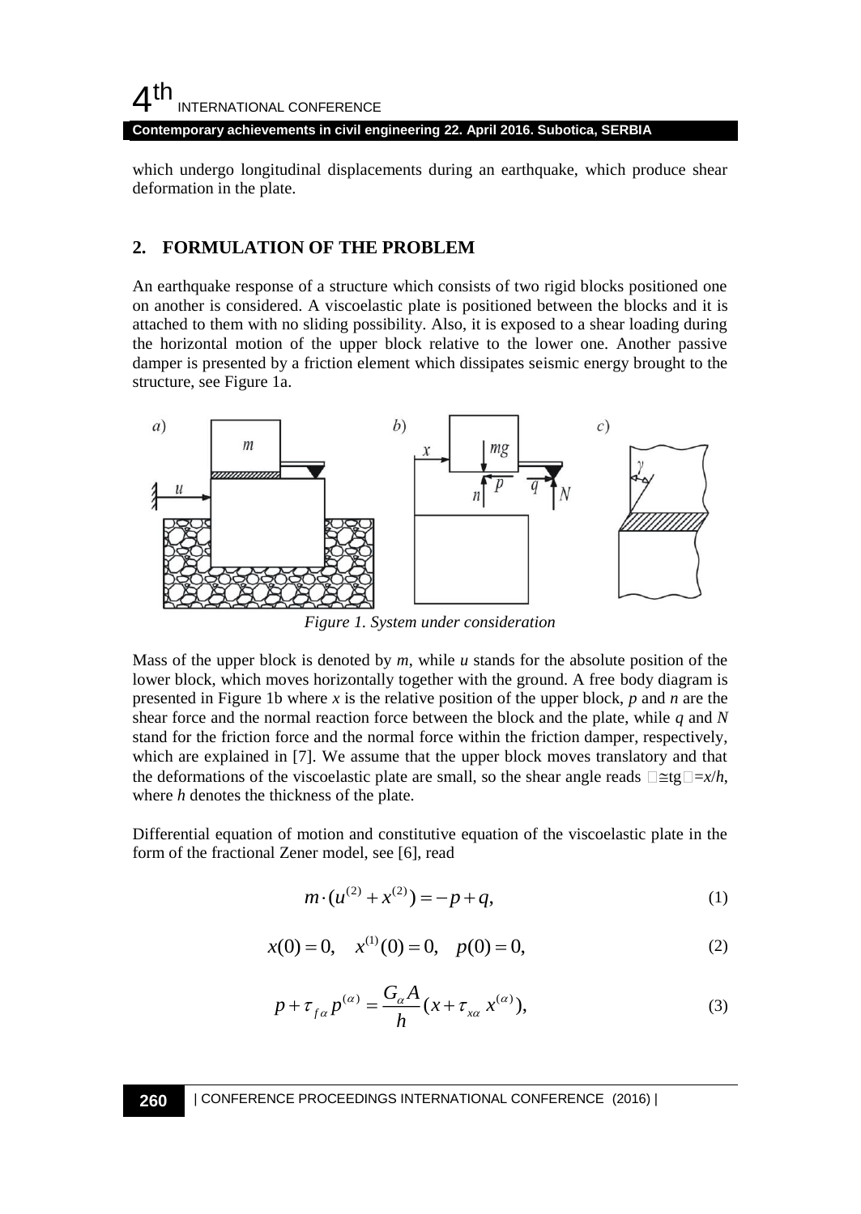which undergo longitudinal displacements during an earthquake, which produce shear deformation in the plate.

## 2. FORMULATION OF THE PROBLEM

An earthquake response of a structure which consists of two rigid blocks positioned one on another is considered. A viscoelastic plate is positioned between the blocks and it is attached to them with no sliding possibility. Also, it is exposed to a shear loading during the horizontal motion of the upper block relative to the lower one. Another passive damper is presented by a friction element which dissipates seismic energy brought to the structure, see Figure 1a.

a) m u  b) x mg n p q N  c) γ

*Figure 1. System under consideration*

Mass of the upper block is denoted by $m$, while $u$ stands for the absolute position of the lower block, which moves horizontally together with the ground. A free body diagram is presented in Figure 1b where $x$ is the relative position of the upper block, $p$ and $n$ are the shear force and the normal reaction force between the block and the plate, while $q$ and $N$ stand for the friction force and the normal force within the friction damper, respectively, which are explained in [7]. We assume that the upper block moves translatory and that the deformations of the viscoelastic plate are small, so the shear angle reads $\gamma \cong \mathrm{tg}\gamma = x/h$, where $h$ denotes the thickness of the plate.

Differential equation of motion and constitutive equation of the viscoelastic plate in the form of the fractional Zener model, see [6], read

$$m \cdot (u^{(2)} + x^{(2)}) = -p + q, \tag{1}$$

$$x(0) = 0, \quad x^{(1)}(0) = 0, \quad p(0) = 0, \tag{2}$$

$$p + \tau_{f\alpha}\, p^{(\alpha)} = \frac{G_\alpha A}{h}(x + \tau_{x\alpha}\, x^{(\alpha)}), \tag{3}$$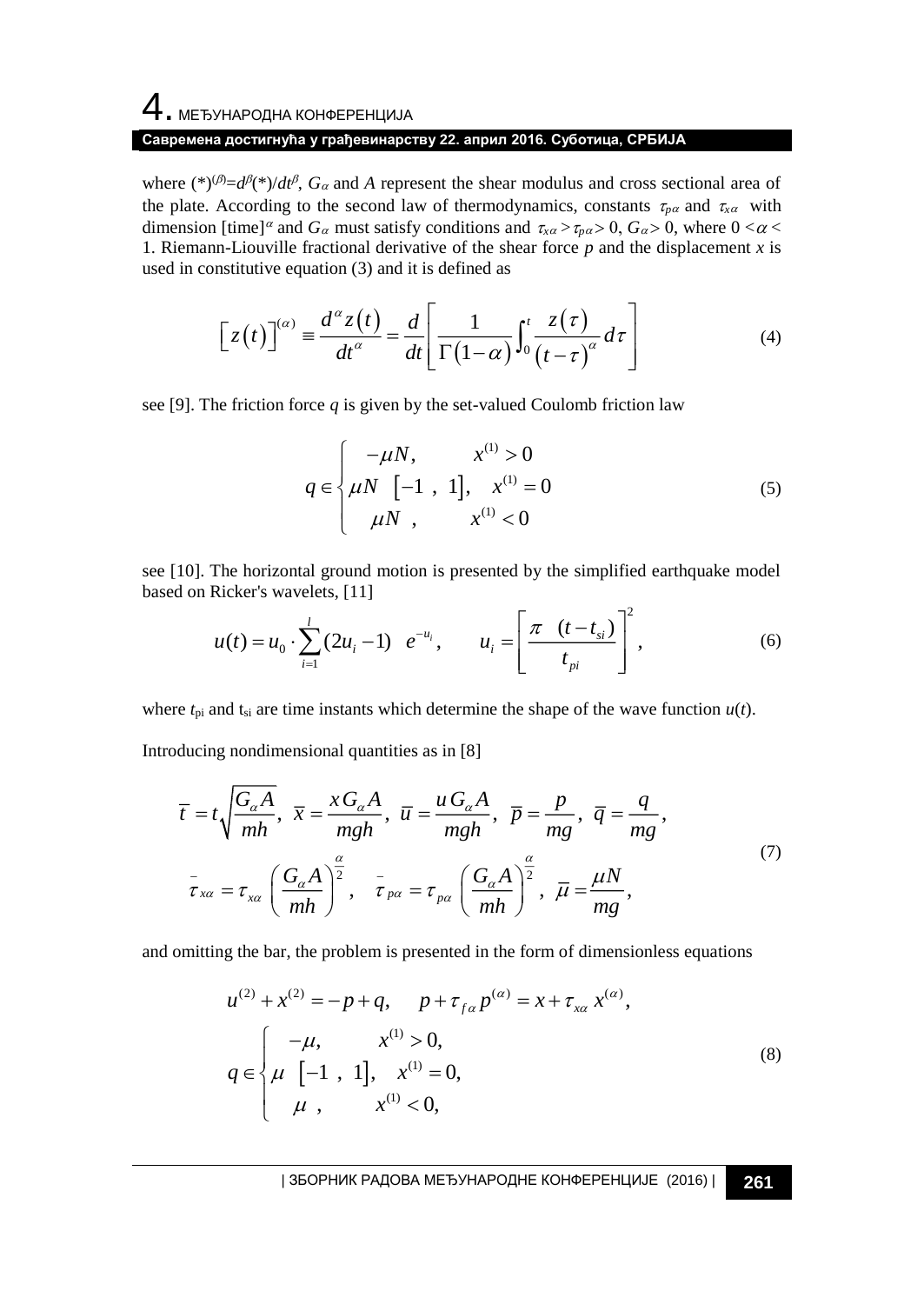where $(*)^{(\beta)}=d^{\beta}(*)/dt^{\beta}$, $G_{\alpha}$ and $A$ represent the shear modulus and cross sectional area of the plate. According to the second law of thermodynamics, constants $\tau_{p\alpha}$ and $\tau_{x\alpha}$ with dimension [time]$^{\alpha}$ and $G_{\alpha}$ must satisfy conditions and $\tau_{x\alpha} > \tau_{p\alpha} > 0$, $G_{\alpha} > 0$, where $0 < \alpha < 1$. Riemann-Liouville fractional derivative of the shear force $p$ and the displacement $x$ is used in constitutive equation (3) and it is defined as

$$\left[z(t)\right]^{(\alpha)} \equiv \frac{d^{\alpha} z(t)}{dt^{\alpha}} = \frac{d}{dt}\left[\frac{1}{\Gamma(1-\alpha)}\int_0^t \frac{z(\tau)}{(t-\tau)^{\alpha}}\,d\tau\right] \tag{4}$$

see [9]. The friction force $q$ is given by the set-valued Coulomb friction law

$$q \in \begin{cases} -\mu N, & x^{(1)} > 0 \\ \mu N \ \ [-1\ ,\ 1], & x^{(1)} = 0 \\ \mu N\ , & x^{(1)} < 0 \end{cases} \tag{5}$$

see [10]. The horizontal ground motion is presented by the simplified earthquake model based on Ricker's wavelets, [11]

$$u(t) = u_0 \cdot \sum_{i=1}^{l} (2u_i - 1) \ \ e^{-u_i}, \qquad u_i = \left[\frac{\pi \ \ (t - t_{si})}{t_{pi}}\right]^2, \tag{6}$$

where $t_{pi}$ and $t_{si}$ are time instants which determine the shape of the wave function $u(t)$.

Introducing nondimensional quantities as in [8]

$$\begin{gathered} \bar{t} = t\sqrt{\frac{G_{\alpha}A}{mh}},\ \ \bar{x} = \frac{x\,G_{\alpha}A}{mgh},\ \ \bar{u} = \frac{u\,G_{\alpha}A}{mgh},\ \ \bar{p} = \frac{p}{mg},\ \ \bar{q} = \frac{q}{mg}, \\ \bar{\tau}_{x\alpha} = \tau_{x\alpha}\left(\frac{G_{\alpha}A}{mh}\right)^{\frac{\alpha}{2}}, \quad \bar{\tau}_{p\alpha} = \tau_{p\alpha}\left(\frac{G_{\alpha}A}{mh}\right)^{\frac{\alpha}{2}},\ \ \bar{\mu} = \frac{\mu N}{mg}, \end{gathered} \tag{7}$$

and omitting the bar, the problem is presented in the form of dimensionless equations

$$\begin{gathered} u^{(2)} + x^{(2)} = -p + q, \qquad p + \tau_{f\alpha}\, p^{(\alpha)} = x + \tau_{x\alpha}\, x^{(\alpha)}, \\ q \in \begin{cases} -\mu, & x^{(1)} > 0, \\ \mu \ \ [-1\ ,\ 1], & x^{(1)} = 0, \\ \mu\ , & x^{(1)} < 0, \end{cases} \end{gathered} \tag{8}$$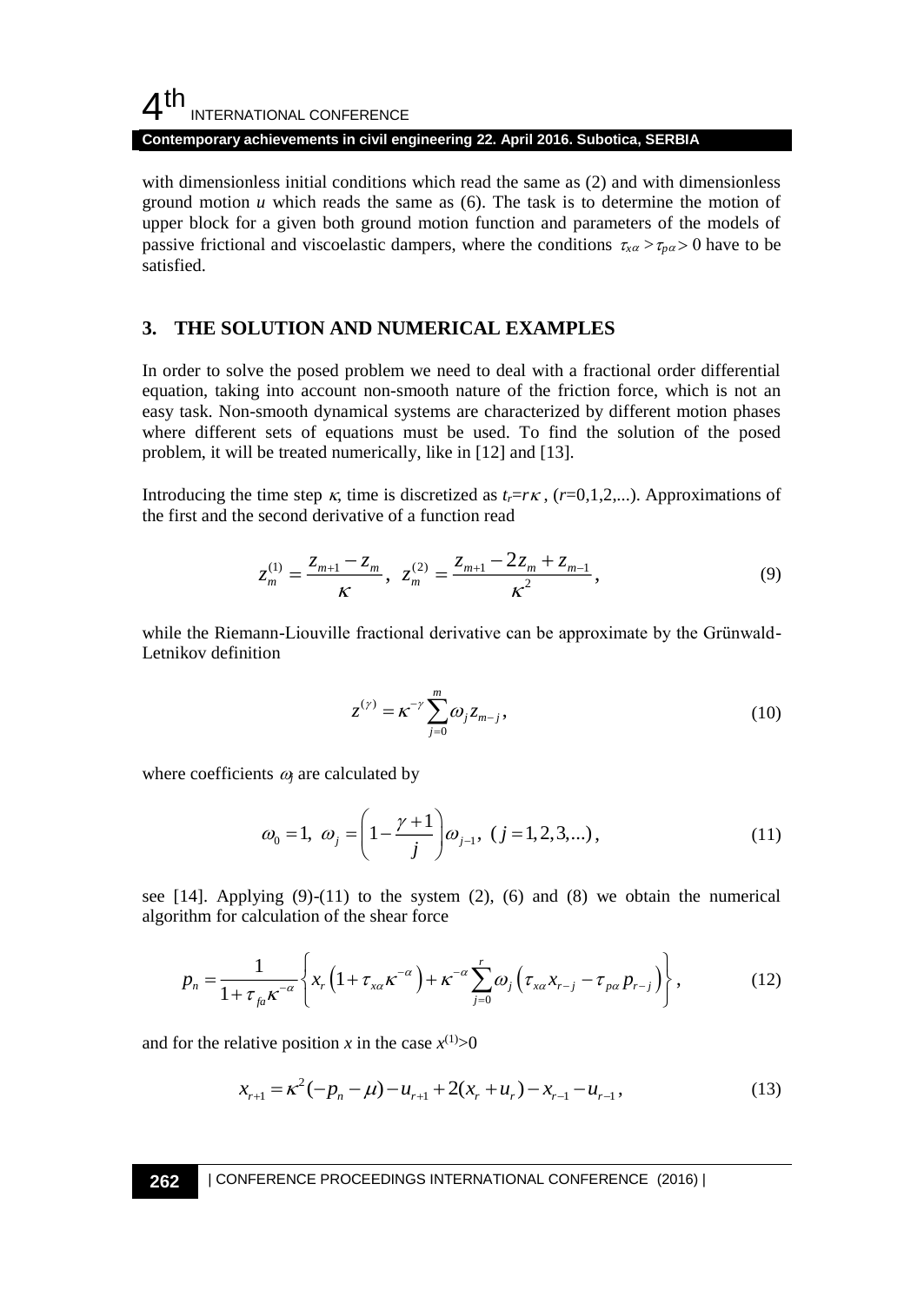with dimensionless initial conditions which read the same as (2) and with dimensionless ground motion $u$ which reads the same as (6). The task is to determine the motion of upper block for a given both ground motion function and parameters of the models of passive frictional and viscoelastic dampers, where the conditions $\tau_{x\alpha} > \tau_{p\alpha} > 0$ have to be satisfied.

## 3. THE SOLUTION AND NUMERICAL EXAMPLES

In order to solve the posed problem we need to deal with a fractional order differential equation, taking into account non-smooth nature of the friction force, which is not an easy task. Non-smooth dynamical systems are characterized by different motion phases where different sets of equations must be used. To find the solution of the posed problem, it will be treated numerically, like in [12] and [13].

Introducing the time step $\kappa$, time is discretized as $t_r = r\kappa$, $(r=0,1,2,...)$. Approximations of the first and the second derivative of a function read

$$z_m^{(1)} = \frac{z_{m+1} - z_m}{\kappa}, \;\; z_m^{(2)} = \frac{z_{m+1} - 2z_m + z_{m-1}}{\kappa^2}, \tag{9}$$

while the Riemann-Liouville fractional derivative can be approximate by the Grünwald-Letnikov definition

$$z^{(\gamma)} = \kappa^{-\gamma} \sum_{j=0}^{m} \omega_j z_{m-j}, \tag{10}$$

where coefficients $\omega_j$ are calculated by

$$\omega_0 = 1, \;\; \omega_j = \left(1 - \frac{\gamma+1}{j}\right)\omega_{j-1}, \;\; (j = 1,2,3,...), \tag{11}$$

see [14]. Applying (9)-(11) to the system (2), (6) and (8) we obtain the numerical algorithm for calculation of the shear force

$$p_n = \frac{1}{1+\tau_{f\alpha}\kappa^{-\alpha}} \left\{ x_r \left(1 + \tau_{x\alpha}\kappa^{-\alpha}\right) + \kappa^{-\alpha} \sum_{j=0}^{r} \omega_j \left(\tau_{x\alpha} x_{r-j} - \tau_{p\alpha} p_{r-j}\right) \right\}, \tag{12}$$

and for the relative position $x$ in the case $x^{(1)}>0$

$$x_{r+1} = \kappa^2(-p_n - \mu) - u_{r+1} + 2(x_r + u_r) - x_{r-1} - u_{r-1}, \tag{13}$$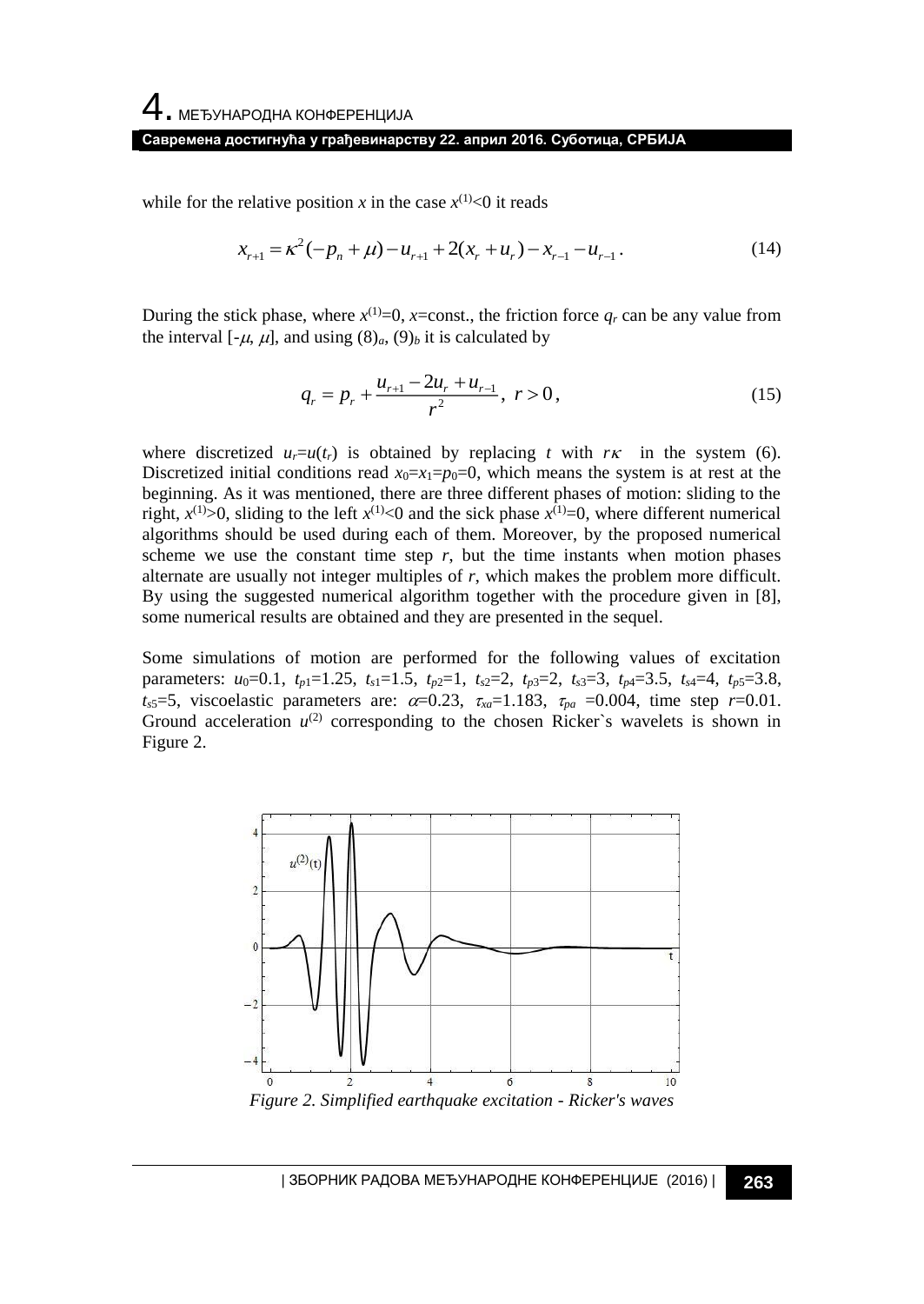while for the relative position $x$ in the case $x^{(1)}<0$ it reads

$$x_{r+1} = \kappa^2(-p_n + \mu) - u_{r+1} + 2(x_r + u_r) - x_{r-1} - u_{r-1}\,. \tag{14}$$

During the stick phase, where $x^{(1)}=0$, $x$=const., the friction force $q_r$ can be any value from the interval $[-\mu, \mu]$, and using $(8)_a$, $(9)_b$ it is calculated by

$$q_r = p_r + \frac{u_{r+1} - 2u_r + u_{r-1}}{r^2},\ r > 0\,, \tag{15}$$

where discretized $u_r=u(t_r)$ is obtained by replacing $t$ with $r\kappa$ in the system (6). Discretized initial conditions read $x_0=x_1=p_0=0$, which means the system is at rest at the beginning. As it was mentioned, there are three different phases of motion: sliding to the right, $x^{(1)}>0$, sliding to the left $x^{(1)}<0$ and the sick phase $x^{(1)}=0$, where different numerical algorithms should be used during each of them. Moreover, by the proposed numerical scheme we use the constant time step $r$, but the time instants when motion phases alternate are usually not integer multiples of $r$, which makes the problem more difficult. By using the suggested numerical algorithm together with the procedure given in [8], some numerical results are obtained and they are presented in the sequel.

Some simulations of motion are performed for the following values of excitation parameters: $u_0$=0.1, $t_{p1}$=1.25, $t_{s1}$=1.5, $t_{p2}$=1, $t_{s2}$=2, $t_{p3}$=2, $t_{s3}$=3, $t_{p4}$=3.5, $t_{s4}$=4, $t_{p5}$=3.8, $t_{s5}$=5, viscoelastic parameters are: $\alpha$=0.23, $\tau_{xa}$=1.183, $\tau_{pa}$ =0.004, time step $r$=0.01. Ground acceleration $u^{(2)}$ corresponding to the chosen Ricker`s wavelets is shown in Figure 2.

$u^{(2)}(t)$

4
2
0
−2
−4

0 2 4 6 8 10

t

*Figure 2. Simplified earthquake excitation - Ricker's waves*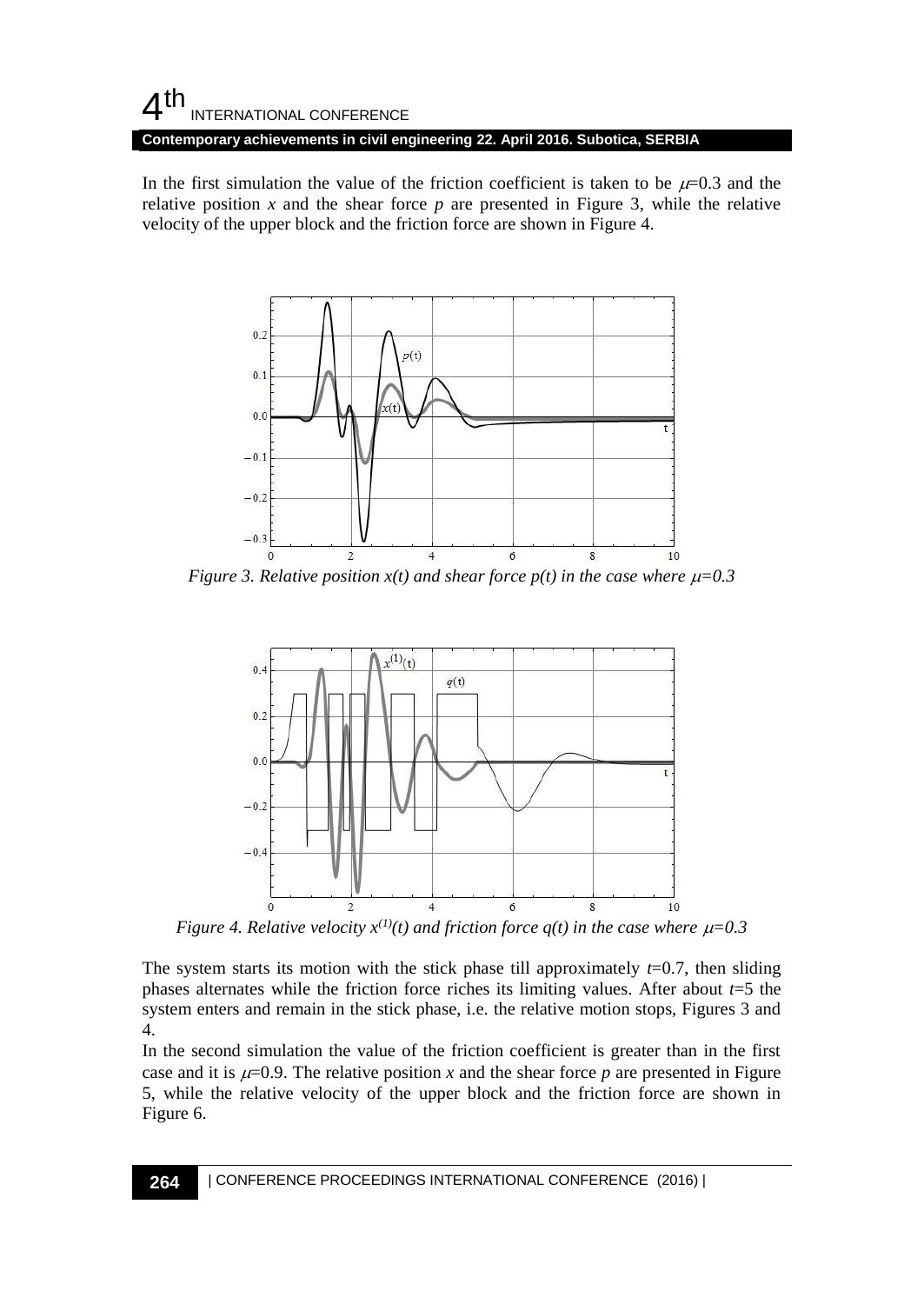In the first simulation the value of the friction coefficient is taken to be $\mu$=0.3 and the relative position $x$ and the shear force $p$ are presented in Figure 3, while the relative velocity of the upper block and the friction force are shown in Figure 4.

0.2
0.1
0.0
−0.1
−0.2
−0.3
0
2
4
6
8
10
$p(t)$
$x(t)$
t

*Figure 3. Relative position $x(t)$ and shear force $p(t)$ in the case where $\mu$=0.3*

0.4
0.2
0.0
−0.2
−0.4
0
2
4
6
8
10
$x^{(1)}(t)$
$q(t)$
t

*Figure 4. Relative velocity $x^{(1)}(t)$ and friction force $q(t)$ in the case where $\mu$=0.3*

The system starts its motion with the stick phase till approximately $t$=0.7, then sliding phases alternates while the friction force riches its limiting values. After about $t$=5 the system enters and remain in the stick phase, i.e. the relative motion stops, Figures 3 and 4.

In the second simulation the value of the friction coefficient is greater than in the first case and it is $\mu$=0.9. The relative position $x$ and the shear force $p$ are presented in Figure 5, while the relative velocity of the upper block and the friction force are shown in Figure 6.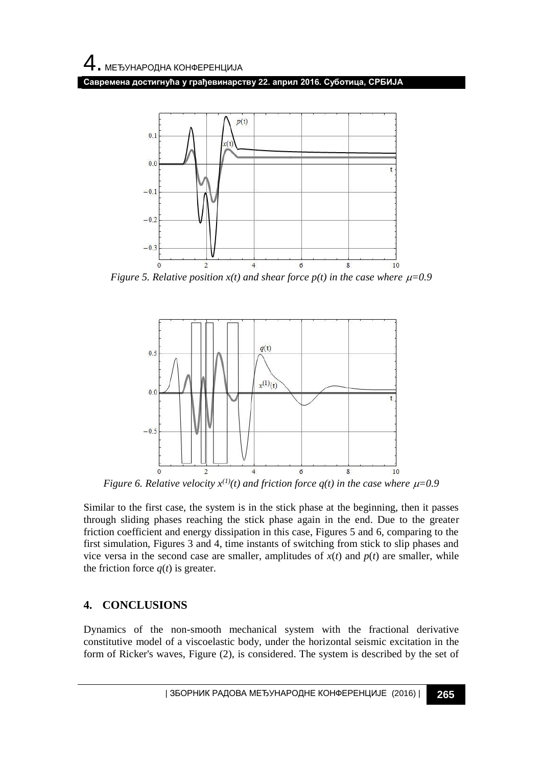p(t)

x(t)

0.1

0.0

−0.1

−0.2

−0.3

t

0 2 4 6 8 10

*Figure 5. Relative position x(t) and shear force p(t) in the case where $\mu$=0.9*

q(t)

$x^{(1)}(t)$

0.5

0.0

−0.5

t

0 2 4 6 8 10

*Figure 6. Relative velocity $x^{(1)}(t)$ and friction force q(t) in the case where $\mu$=0.9*

Similar to the first case, the system is in the stick phase at the beginning, then it passes through sliding phases reaching the stick phase again in the end. Due to the greater friction coefficient and energy dissipation in this case, Figures 5 and 6, comparing to the first simulation, Figures 3 and 4, time instants of switching from stick to slip phases and vice versa in the second case are smaller, amplitudes of $x(t)$ and $p(t)$ are smaller, while the friction force $q(t)$ is greater.

## 4. CONCLUSIONS

Dynamics of the non-smooth mechanical system with the fractional derivative constitutive model of a viscoelastic body, under the horizontal seismic excitation in the form of Ricker's waves, Figure (2), is considered. The system is described by the set of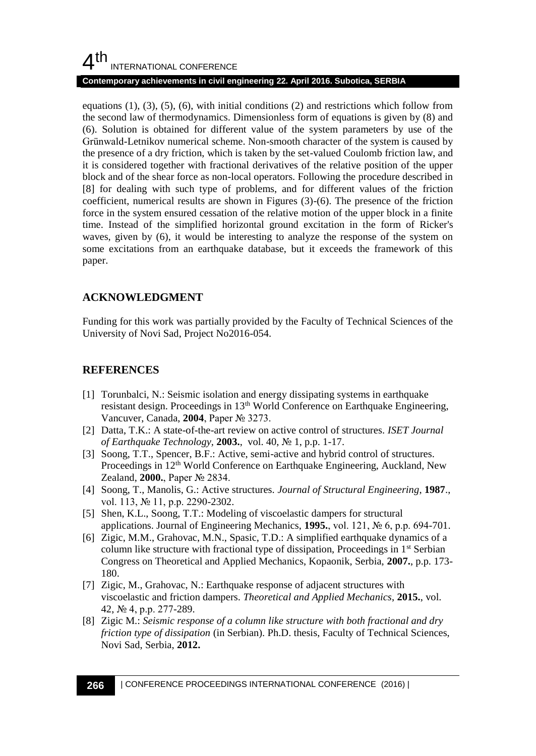equations (1), (3), (5), (6), with initial conditions (2) and restrictions which follow from the second law of thermodynamics. Dimensionless form of equations is given by (8) and (6). Solution is obtained for different value of the system parameters by use of the Grünwald-Letnikov numerical scheme. Non-smooth character of the system is caused by the presence of a dry friction, which is taken by the set-valued Coulomb friction law, and it is considered together with fractional derivatives of the relative position of the upper block and of the shear force as non-local operators. Following the procedure described in [8] for dealing with such type of problems, and for different values of the friction coefficient, numerical results are shown in Figures (3)-(6). The presence of the friction force in the system ensured cessation of the relative motion of the upper block in a finite time. Instead of the simplified horizontal ground excitation in the form of Ricker's waves, given by (6), it would be interesting to analyze the response of the system on some excitations from an earthquake database, but it exceeds the framework of this paper.

## ACKNOWLEDGMENT

Funding for this work was partially provided by the Faculty of Technical Sciences of the University of Novi Sad, Project No2016-054.

## REFERENCES

[1] Torunbalci, N.: Seismic isolation and energy dissipating systems in earthquake resistant design. Proceedings in 13th World Conference on Earthquake Engineering, Vancuver, Canada, **2004**, Paper № 3273.

[2] Datta, T.K.: A state-of-the-art review on active control of structures. *ISET Journal of Earthquake Technology*, **2003.**, vol. 40, № 1, p.p. 1-17.

[3] Soong, T.T., Spencer, B.F.: Active, semi-active and hybrid control of structures. Proceedings in 12th World Conference on Earthquake Engineering, Auckland, New Zealand, **2000.**, Paper № 2834.

[4] Soong, T., Manolis, G.: Active structures. *Journal of Structural Engineering*, **1987**., vol. 113, № 11, p.p. 2290-2302.

[5] Shen, K.L., Soong, T.T.: Modeling of viscoelastic dampers for structural applications. Journal of Engineering Mechanics, **1995.**, vol. 121, № 6, p.p. 694-701.

[6] Zigic, M.M., Grahovac, M.N., Spasic, T.D.: A simplified earthquake dynamics of a column like structure with fractional type of dissipation, Proceedings in 1st Serbian Congress on Theoretical and Applied Mechanics, Kopaonik, Serbia, **2007.**, p.p. 173-180.

[7] Zigic, M., Grahovac, N.: Earthquake response of adjacent structures with viscoelastic and friction dampers. *Theoretical and Applied Mechanics*, **2015.**, vol. 42, № 4, p.p. 277-289.

[8] Zigic M.: *Seismic response of a column like structure with both fractional and dry friction type of dissipation* (in Serbian). Ph.D. thesis, Faculty of Technical Sciences, Novi Sad, Serbia, **2012.**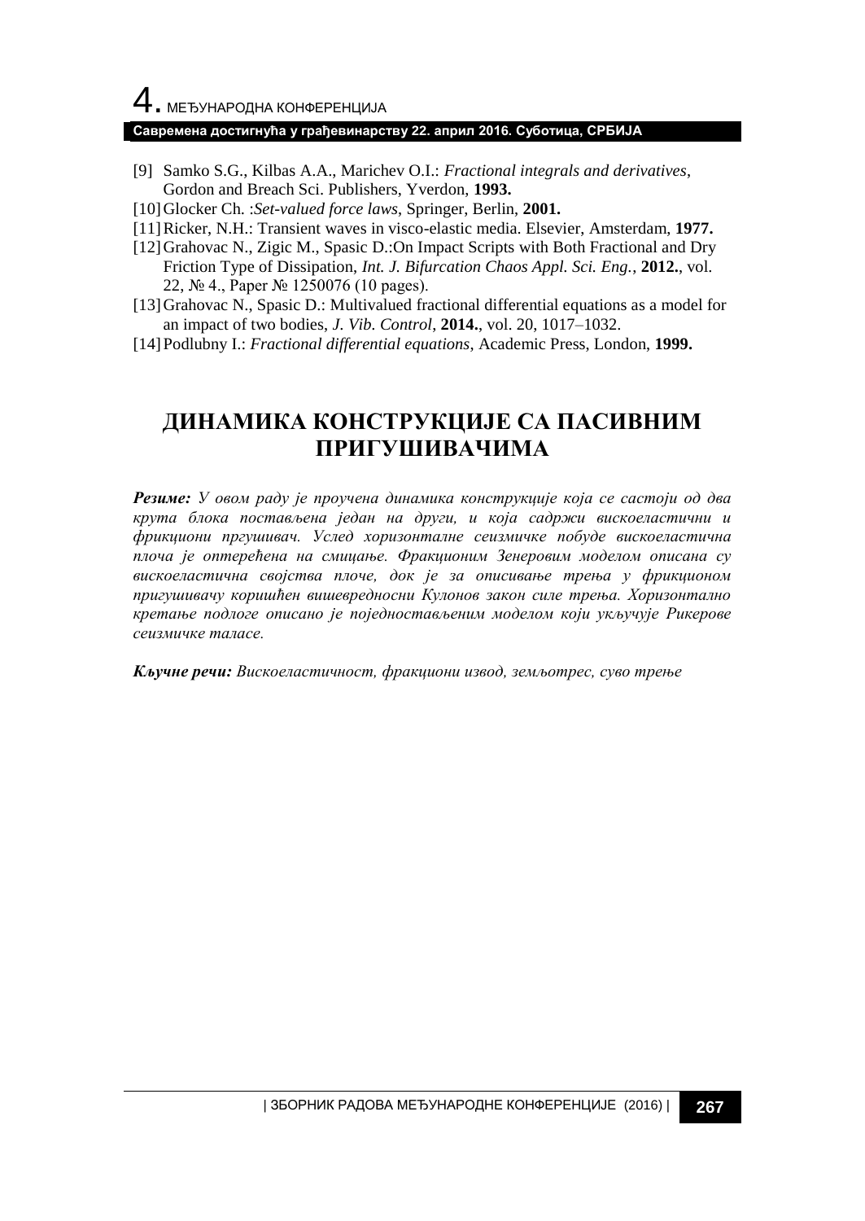[9] Samko S.G., Kilbas A.A., Marichev O.I.: *Fractional integrals and derivatives*, Gordon and Breach Sci. Publishers, Yverdon, **1993.**

[10] Glocker Ch. :*Set-valued force laws*, Springer, Berlin, **2001.**

[11] Ricker, N.H.: Transient waves in visco-elastic media. Elsevier, Amsterdam, **1977.**

[12] Grahovac N., Zigic M., Spasic D.:On Impact Scripts with Both Fractional and Dry Friction Type of Dissipation, *Int. J. Bifurcation Chaos Appl. Sci. Eng.*, **2012.**, vol. 22, № 4., Paper № 1250076 (10 pages).

[13] Grahovac N., Spasic D.: Multivalued fractional differential equations as a model for an impact of two bodies, *J. Vib. Control*, **2014.**, vol. 20, 1017–1032.

[14] Podlubny I.: *Fractional differential equations*, Academic Press, London, **1999.**

# ДИНАМИКА КОНСТРУКЦИЈЕ СА ПАСИВНИМ ПРИГУШИВАЧИМА

***Резиме:*** *У овом раду је проучена динамика конструкције која се састоји од два крута блока постављена један на други, и која садржи вискоеластични и фрикциони пргушивач. Услед хоризонталне сеизмичке побуде вискоеластична плоча је оптерећена на смицање. Фракционим Зенеровим моделом описана су вискоеластична својства плоче, док је за описивање трења у фрикционом пригушивачу коришћен вишевредносни Кулонов закон силе трења. Хоризонтално кретање подлоге описано је поједностављеним моделом који укључује Рикерове сеизмичке таласе.*

***Кључне речи:*** *Вискоеластичност, фракциони извод, земљотрес, суво трење*